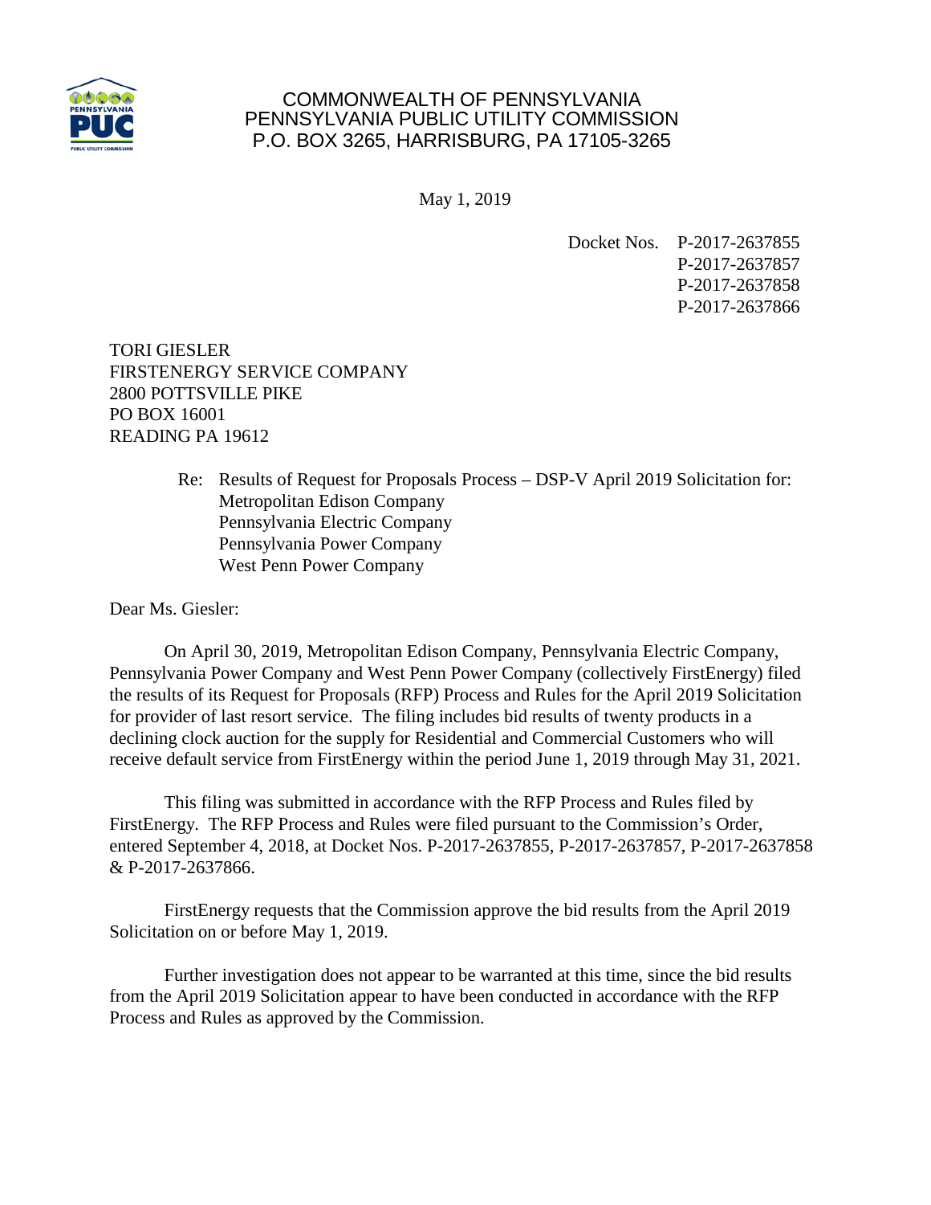COMMONWEALTH OF PENNSYLVANIA
PENNSYLVANIA PUBLIC UTILITY COMMISSION
P.O. BOX 3265, HARRISBURG, PA 17105-3265

May 1, 2019

Docket Nos. P-2017-2637855
P-2017-2637857
P-2017-2637858
P-2017-2637866

TORI GIESLER
FIRSTENERGY SERVICE COMPANY
2800 POTTSVILLE PIKE
PO BOX 16001
READING PA 19612

Re: Results of Request for Proposals Process – DSP-V April 2019 Solicitation for:
Metropolitan Edison Company
Pennsylvania Electric Company
Pennsylvania Power Company
West Penn Power Company

Dear Ms. Giesler:

On April 30, 2019, Metropolitan Edison Company, Pennsylvania Electric Company, Pennsylvania Power Company and West Penn Power Company (collectively FirstEnergy) filed the results of its Request for Proposals (RFP) Process and Rules for the April 2019 Solicitation for provider of last resort service. The filing includes bid results of twenty products in a declining clock auction for the supply for Residential and Commercial Customers who will receive default service from FirstEnergy within the period June 1, 2019 through May 31, 2021.

This filing was submitted in accordance with the RFP Process and Rules filed by FirstEnergy. The RFP Process and Rules were filed pursuant to the Commission's Order, entered September 4, 2018, at Docket Nos. P-2017-2637855, P-2017-2637857, P-2017-2637858 & P-2017-2637866.

FirstEnergy requests that the Commission approve the bid results from the April 2019 Solicitation on or before May 1, 2019.

Further investigation does not appear to be warranted at this time, since the bid results from the April 2019 Solicitation appear to have been conducted in accordance with the RFP Process and Rules as approved by the Commission.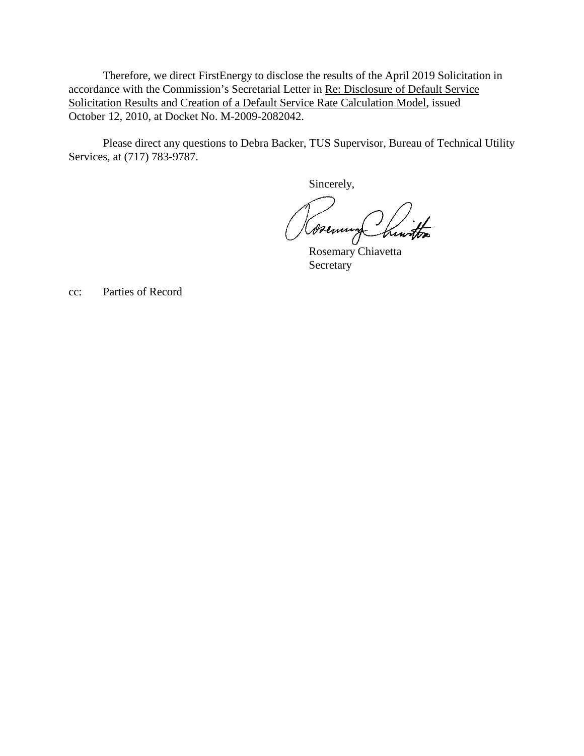Therefore, we direct FirstEnergy to disclose the results of the April 2019 Solicitation in accordance with the Commission's Secretarial Letter in Re: Disclosure of Default Service Solicitation Results and Creation of a Default Service Rate Calculation Model, issued October 12, 2010, at Docket No. M-2009-2082042.

Please direct any questions to Debra Backer, TUS Supervisor, Bureau of Technical Utility Services, at (717) 783-9787.

Sincerely,

Rosemary Chiavetta
Secretary

cc: Parties of Record